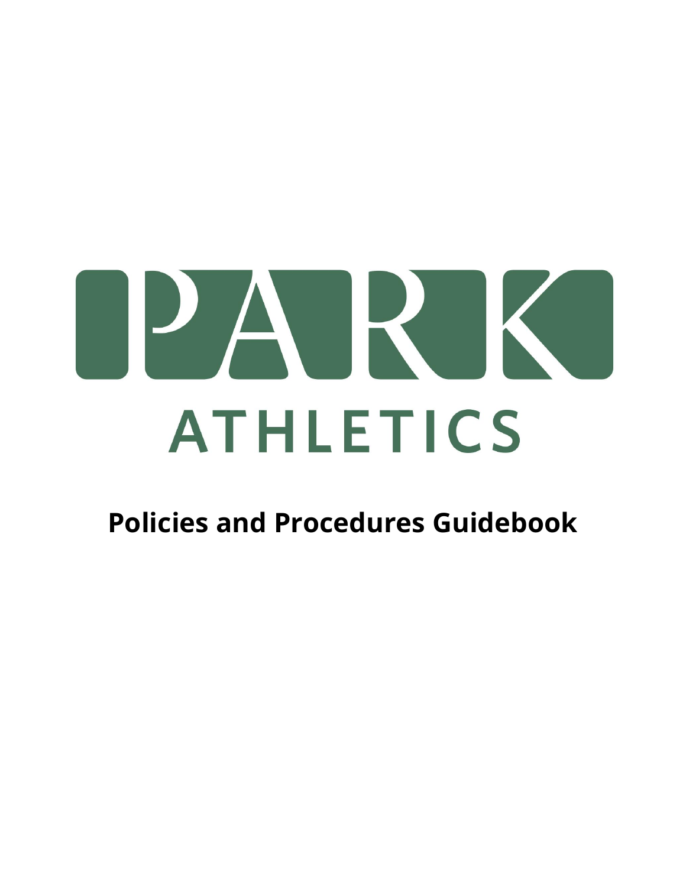# PARK

## ATHLETICS

**Policies and Procedures Guidebook**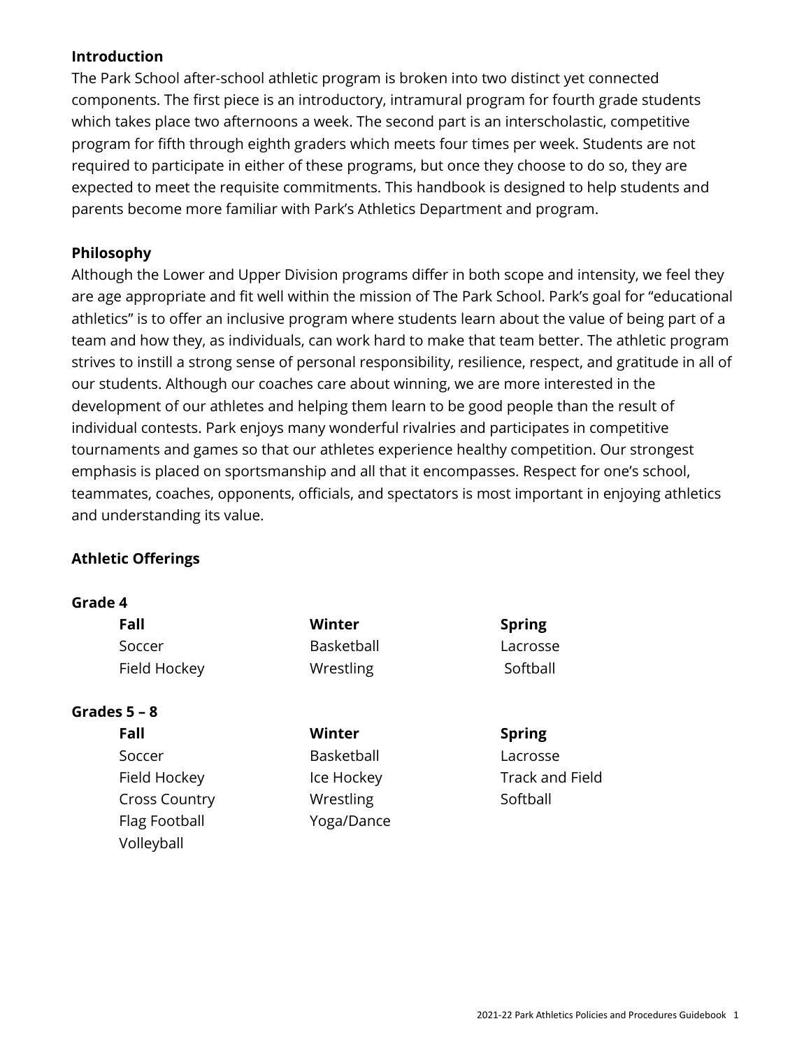## Introduction

The Park School after-school athletic program is broken into two distinct yet connected components. The first piece is an introductory, intramural program for fourth grade students which takes place two afternoons a week. The second part is an interscholastic, competitive program for fifth through eighth graders which meets four times per week. Students are not required to participate in either of these programs, but once they choose to do so, they are expected to meet the requisite commitments. This handbook is designed to help students and parents become more familiar with Park's Athletics Department and program.

## Philosophy

Although the Lower and Upper Division programs differ in both scope and intensity, we feel they are age appropriate and fit well within the mission of The Park School. Park's goal for "educational athletics" is to offer an inclusive program where students learn about the value of being part of a team and how they, as individuals, can work hard to make that team better. The athletic program strives to instill a strong sense of personal responsibility, resilience, respect, and gratitude in all of our students. Although our coaches care about winning, we are more interested in the development of our athletes and helping them learn to be good people than the result of individual contests. Park enjoys many wonderful rivalries and participates in competitive tournaments and games so that our athletes experience healthy competition. Our strongest emphasis is placed on sportsmanship and all that it encompasses. Respect for one's school, teammates, coaches, opponents, officials, and spectators is most important in enjoying athletics and understanding its value.

## Athletic Offerings

### Grade 4

| Fall | Winter | Spring |
|---|---|---|
| Soccer | Basketball | Lacrosse |
| Field Hockey | Wrestling | Softball |

### Grades 5 – 8

| Fall | Winter | Spring |
|---|---|---|
| Soccer | Basketball | Lacrosse |
| Field Hockey | Ice Hockey | Track and Field |
| Cross Country | Wrestling | Softball |
| Flag Football | Yoga/Dance | |
| Volleyball | | |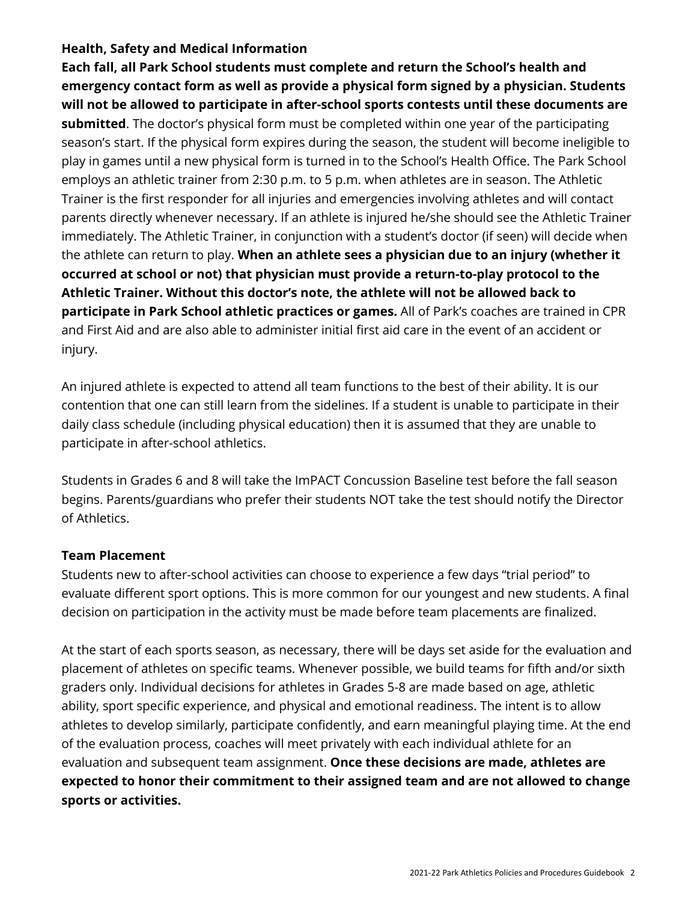### Health, Safety and Medical Information

**Each fall, all Park School students must complete and return the School's health and emergency contact form as well as provide a physical form signed by a physician. Students will not be allowed to participate in after-school sports contests until these documents are submitted**. The doctor's physical form must be completed within one year of the participating season's start. If the physical form expires during the season, the student will become ineligible to play in games until a new physical form is turned in to the School's Health Office. The Park School employs an athletic trainer from 2:30 p.m. to 5 p.m. when athletes are in season. The Athletic Trainer is the first responder for all injuries and emergencies involving athletes and will contact parents directly whenever necessary. If an athlete is injured he/she should see the Athletic Trainer immediately. The Athletic Trainer, in conjunction with a student's doctor (if seen) will decide when the athlete can return to play. **When an athlete sees a physician due to an injury (whether it occurred at school or not) that physician must provide a return-to-play protocol to the Athletic Trainer. Without this doctor's note, the athlete will not be allowed back to participate in Park School athletic practices or games.** All of Park's coaches are trained in CPR and First Aid and are also able to administer initial first aid care in the event of an accident or injury.

An injured athlete is expected to attend all team functions to the best of their ability. It is our contention that one can still learn from the sidelines. If a student is unable to participate in their daily class schedule (including physical education) then it is assumed that they are unable to participate in after-school athletics.

Students in Grades 6 and 8 will take the ImPACT Concussion Baseline test before the fall season begins. Parents/guardians who prefer their students NOT take the test should notify the Director of Athletics.

### Team Placement

Students new to after-school activities can choose to experience a few days "trial period" to evaluate different sport options. This is more common for our youngest and new students. A final decision on participation in the activity must be made before team placements are finalized.

At the start of each sports season, as necessary, there will be days set aside for the evaluation and placement of athletes on specific teams. Whenever possible, we build teams for fifth and/or sixth graders only. Individual decisions for athletes in Grades 5-8 are made based on age, athletic ability, sport specific experience, and physical and emotional readiness. The intent is to allow athletes to develop similarly, participate confidently, and earn meaningful playing time. At the end of the evaluation process, coaches will meet privately with each individual athlete for an evaluation and subsequent team assignment. **Once these decisions are made, athletes are expected to honor their commitment to their assigned team and are not allowed to change sports or activities.**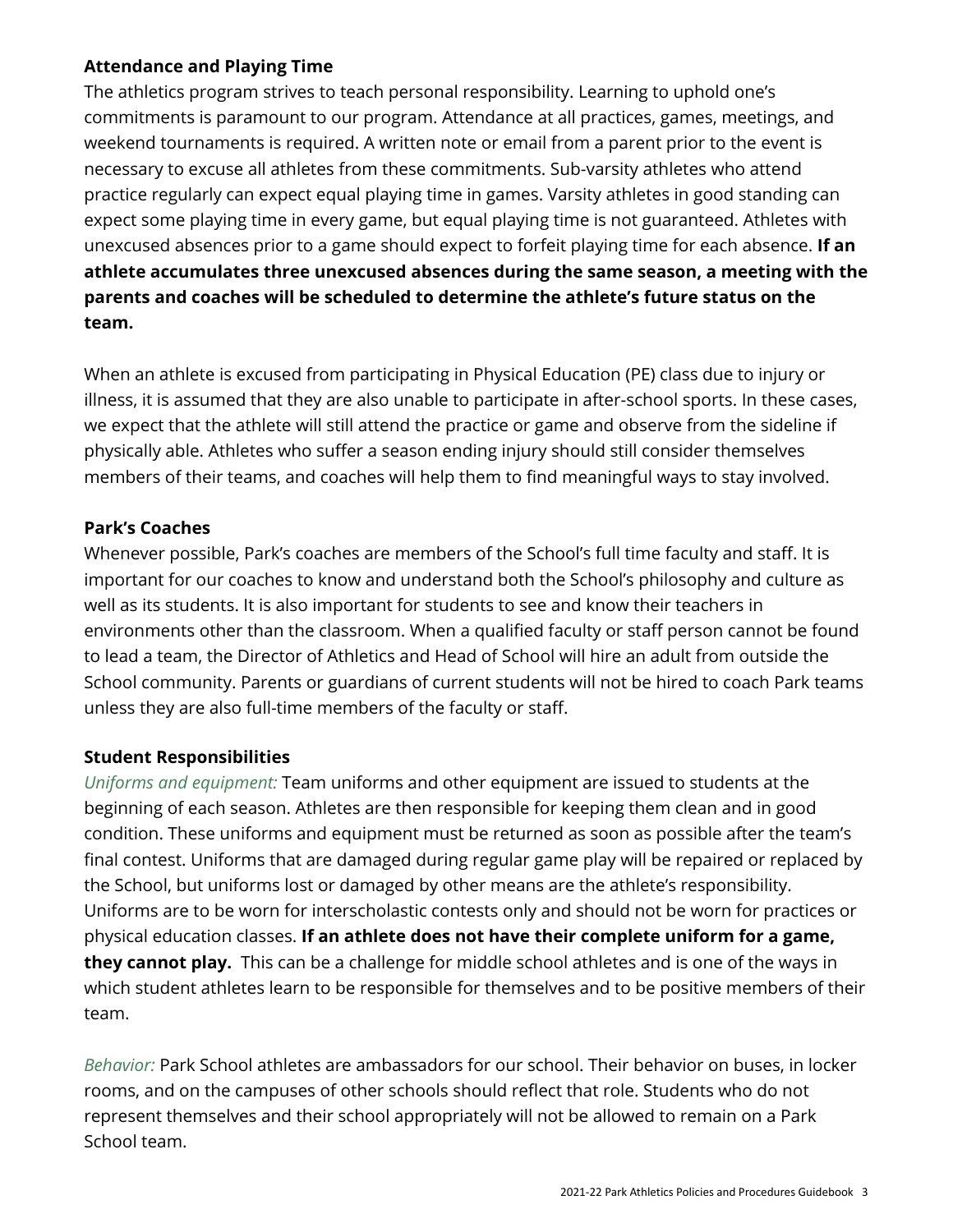## Attendance and Playing Time

The athletics program strives to teach personal responsibility. Learning to uphold one's commitments is paramount to our program. Attendance at all practices, games, meetings, and weekend tournaments is required. A written note or email from a parent prior to the event is necessary to excuse all athletes from these commitments. Sub-varsity athletes who attend practice regularly can expect equal playing time in games. Varsity athletes in good standing can expect some playing time in every game, but equal playing time is not guaranteed. Athletes with unexcused absences prior to a game should expect to forfeit playing time for each absence. **If an athlete accumulates three unexcused absences during the same season, a meeting with the parents and coaches will be scheduled to determine the athlete's future status on the team.**

When an athlete is excused from participating in Physical Education (PE) class due to injury or illness, it is assumed that they are also unable to participate in after-school sports. In these cases, we expect that the athlete will still attend the practice or game and observe from the sideline if physically able. Athletes who suffer a season ending injury should still consider themselves members of their teams, and coaches will help them to find meaningful ways to stay involved.

## Park's Coaches

Whenever possible, Park's coaches are members of the School's full time faculty and staff. It is important for our coaches to know and understand both the School's philosophy and culture as well as its students. It is also important for students to see and know their teachers in environments other than the classroom. When a qualified faculty or staff person cannot be found to lead a team, the Director of Athletics and Head of School will hire an adult from outside the School community. Parents or guardians of current students will not be hired to coach Park teams unless they are also full-time members of the faculty or staff.

## Student Responsibilities

*Uniforms and equipment:* Team uniforms and other equipment are issued to students at the beginning of each season. Athletes are then responsible for keeping them clean and in good condition. These uniforms and equipment must be returned as soon as possible after the team's final contest. Uniforms that are damaged during regular game play will be repaired or replaced by the School, but uniforms lost or damaged by other means are the athlete's responsibility. Uniforms are to be worn for interscholastic contests only and should not be worn for practices or physical education classes. **If an athlete does not have their complete uniform for a game, they cannot play.** This can be a challenge for middle school athletes and is one of the ways in which student athletes learn to be responsible for themselves and to be positive members of their team.

*Behavior:* Park School athletes are ambassadors for our school. Their behavior on buses, in locker rooms, and on the campuses of other schools should reflect that role. Students who do not represent themselves and their school appropriately will not be allowed to remain on a Park School team.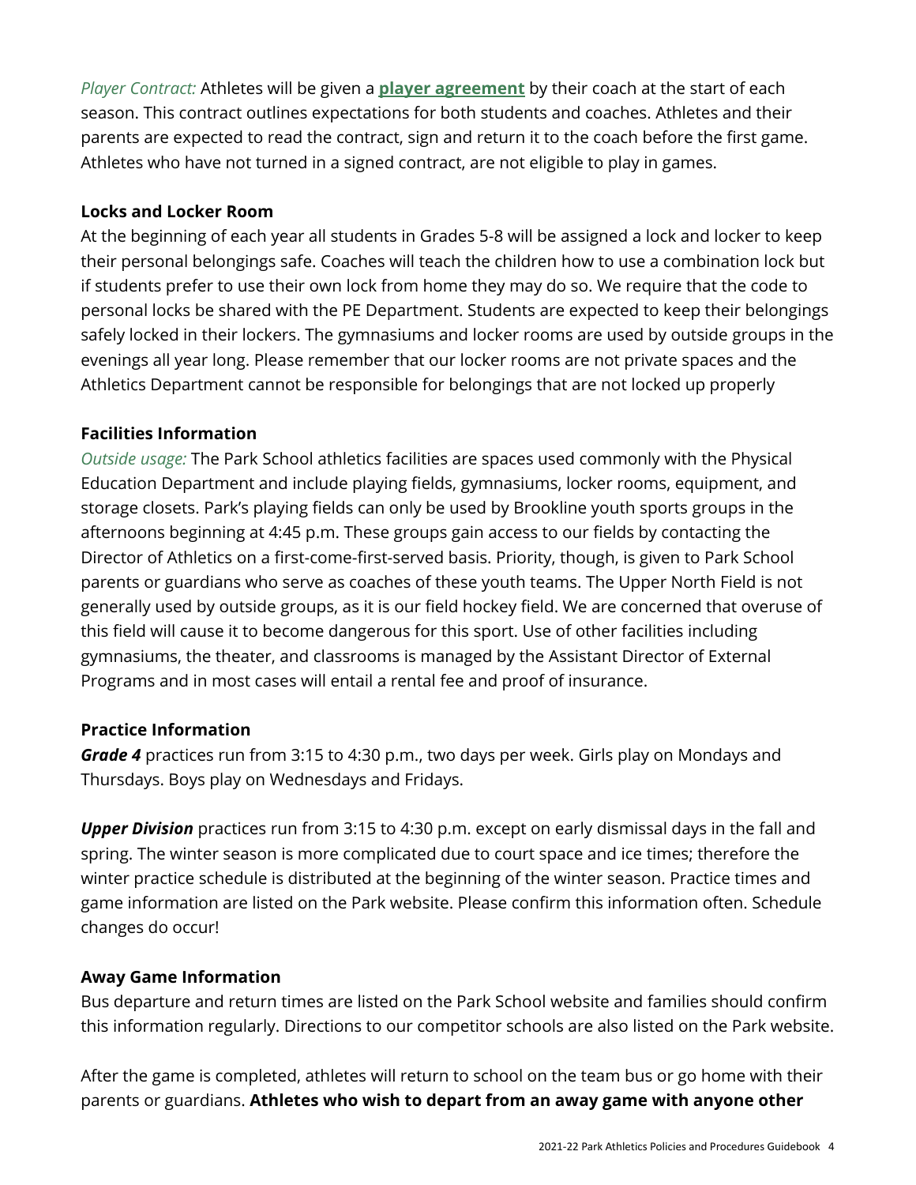*Player Contract:* Athletes will be given a **player agreement** by their coach at the start of each season. This contract outlines expectations for both students and coaches. Athletes and their parents are expected to read the contract, sign and return it to the coach before the first game. Athletes who have not turned in a signed contract, are not eligible to play in games.

**Locks and Locker Room**

At the beginning of each year all students in Grades 5-8 will be assigned a lock and locker to keep their personal belongings safe. Coaches will teach the children how to use a combination lock but if students prefer to use their own lock from home they may do so. We require that the code to personal locks be shared with the PE Department. Students are expected to keep their belongings safely locked in their lockers. The gymnasiums and locker rooms are used by outside groups in the evenings all year long. Please remember that our locker rooms are not private spaces and the Athletics Department cannot be responsible for belongings that are not locked up properly

**Facilities Information**

*Outside usage:* The Park School athletics facilities are spaces used commonly with the Physical Education Department and include playing fields, gymnasiums, locker rooms, equipment, and storage closets. Park's playing fields can only be used by Brookline youth sports groups in the afternoons beginning at 4:45 p.m. These groups gain access to our fields by contacting the Director of Athletics on a first-come-first-served basis. Priority, though, is given to Park School parents or guardians who serve as coaches of these youth teams. The Upper North Field is not generally used by outside groups, as it is our field hockey field. We are concerned that overuse of this field will cause it to become dangerous for this sport. Use of other facilities including gymnasiums, the theater, and classrooms is managed by the Assistant Director of External Programs and in most cases will entail a rental fee and proof of insurance.

**Practice Information**

***Grade 4*** practices run from 3:15 to 4:30 p.m., two days per week. Girls play on Mondays and Thursdays. Boys play on Wednesdays and Fridays.

***Upper Division*** practices run from 3:15 to 4:30 p.m. except on early dismissal days in the fall and spring. The winter season is more complicated due to court space and ice times; therefore the winter practice schedule is distributed at the beginning of the winter season. Practice times and game information are listed on the Park website. Please confirm this information often. Schedule changes do occur!

**Away Game Information**

Bus departure and return times are listed on the Park School website and families should confirm this information regularly. Directions to our competitor schools are also listed on the Park website.

After the game is completed, athletes will return to school on the team bus or go home with their parents or guardians. **Athletes who wish to depart from an away game with anyone other**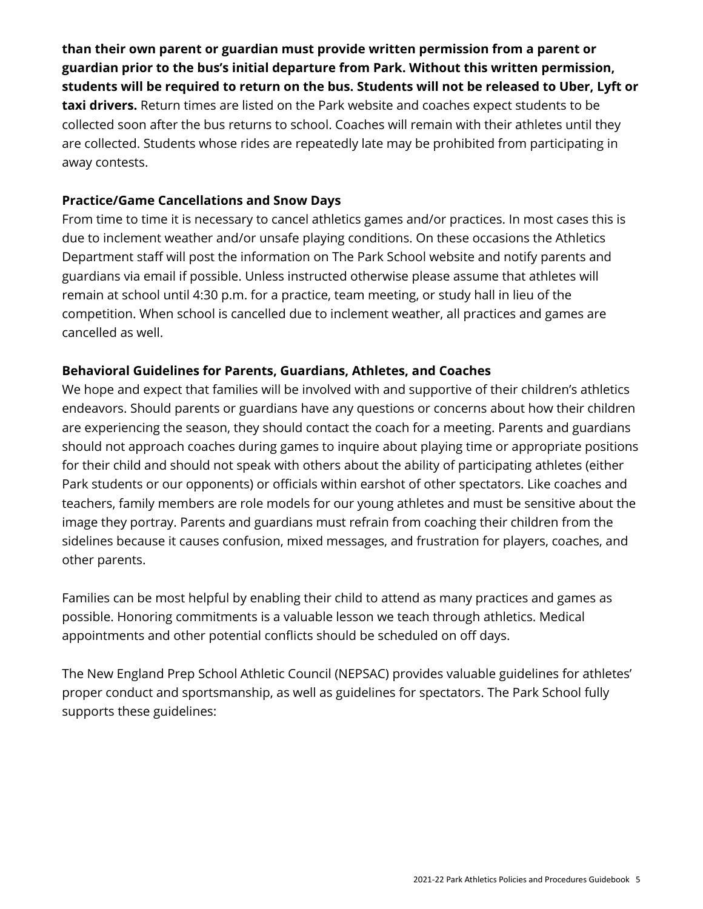**than their own parent or guardian must provide written permission from a parent or guardian prior to the bus's initial departure from Park. Without this written permission, students will be required to return on the bus. Students will not be released to Uber, Lyft or taxi drivers.** Return times are listed on the Park website and coaches expect students to be collected soon after the bus returns to school. Coaches will remain with their athletes until they are collected. Students whose rides are repeatedly late may be prohibited from participating in away contests.

**Practice/Game Cancellations and Snow Days**

From time to time it is necessary to cancel athletics games and/or practices. In most cases this is due to inclement weather and/or unsafe playing conditions. On these occasions the Athletics Department staff will post the information on The Park School website and notify parents and guardians via email if possible. Unless instructed otherwise please assume that athletes will remain at school until 4:30 p.m. for a practice, team meeting, or study hall in lieu of the competition. When school is cancelled due to inclement weather, all practices and games are cancelled as well.

**Behavioral Guidelines for Parents, Guardians, Athletes, and Coaches**

We hope and expect that families will be involved with and supportive of their children's athletics endeavors. Should parents or guardians have any questions or concerns about how their children are experiencing the season, they should contact the coach for a meeting. Parents and guardians should not approach coaches during games to inquire about playing time or appropriate positions for their child and should not speak with others about the ability of participating athletes (either Park students or our opponents) or officials within earshot of other spectators. Like coaches and teachers, family members are role models for our young athletes and must be sensitive about the image they portray. Parents and guardians must refrain from coaching their children from the sidelines because it causes confusion, mixed messages, and frustration for players, coaches, and other parents.

Families can be most helpful by enabling their child to attend as many practices and games as possible. Honoring commitments is a valuable lesson we teach through athletics. Medical appointments and other potential conflicts should be scheduled on off days.

The New England Prep School Athletic Council (NEPSAC) provides valuable guidelines for athletes' proper conduct and sportsmanship, as well as guidelines for spectators. The Park School fully supports these guidelines: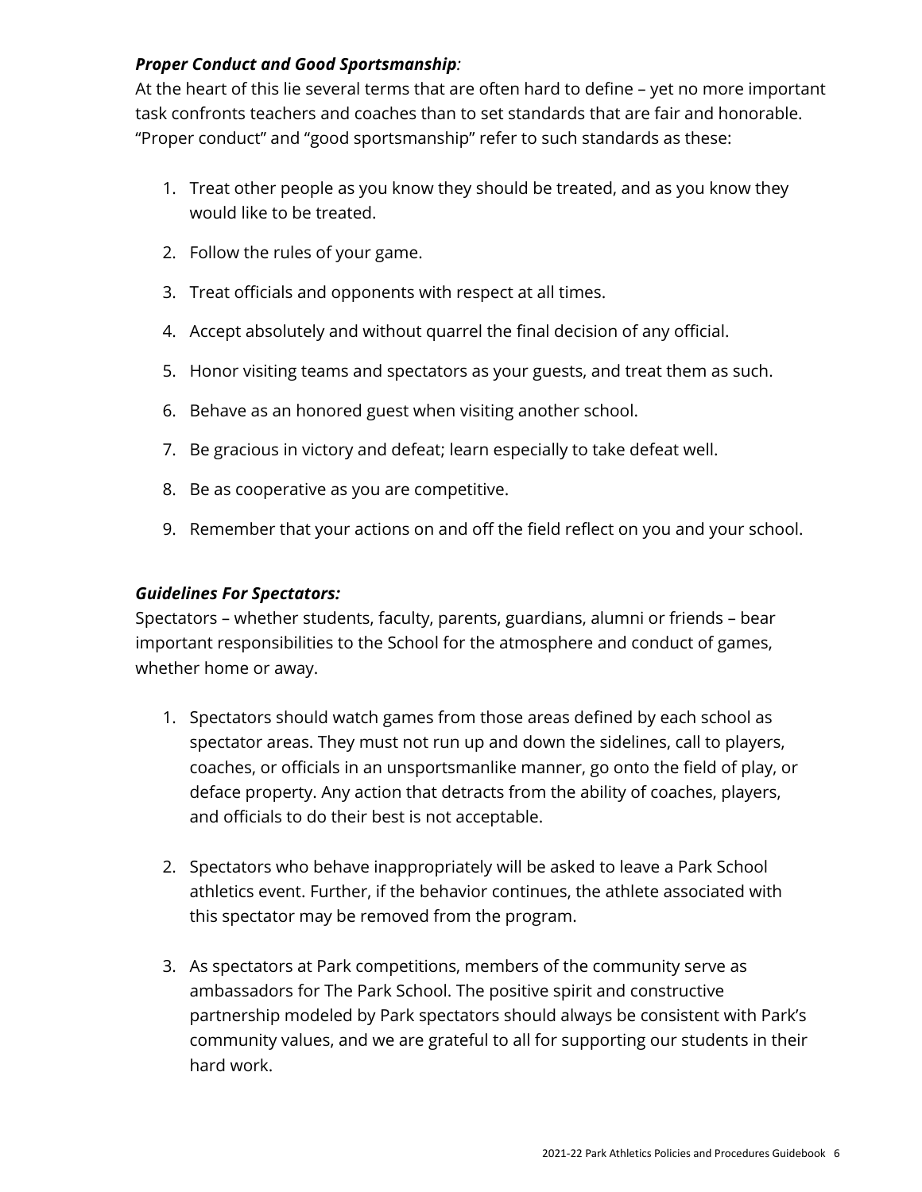***Proper Conduct and Good Sportsmanship:***

At the heart of this lie several terms that are often hard to define – yet no more important task confronts teachers and coaches than to set standards that are fair and honorable. "Proper conduct" and "good sportsmanship" refer to such standards as these:

1. Treat other people as you know they should be treated, and as you know they would like to be treated.
2. Follow the rules of your game.
3. Treat officials and opponents with respect at all times.
4. Accept absolutely and without quarrel the final decision of any official.
5. Honor visiting teams and spectators as your guests, and treat them as such.
6. Behave as an honored guest when visiting another school.
7. Be gracious in victory and defeat; learn especially to take defeat well.
8. Be as cooperative as you are competitive.
9. Remember that your actions on and off the field reflect on you and your school.

***Guidelines For Spectators:***

Spectators – whether students, faculty, parents, guardians, alumni or friends – bear important responsibilities to the School for the atmosphere and conduct of games, whether home or away.

1. Spectators should watch games from those areas defined by each school as spectator areas. They must not run up and down the sidelines, call to players, coaches, or officials in an unsportsmanlike manner, go onto the field of play, or deface property. Any action that detracts from the ability of coaches, players, and officials to do their best is not acceptable.

2. Spectators who behave inappropriately will be asked to leave a Park School athletics event. Further, if the behavior continues, the athlete associated with this spectator may be removed from the program.

3. As spectators at Park competitions, members of the community serve as ambassadors for The Park School. The positive spirit and constructive partnership modeled by Park spectators should always be consistent with Park's community values, and we are grateful to all for supporting our students in their hard work.